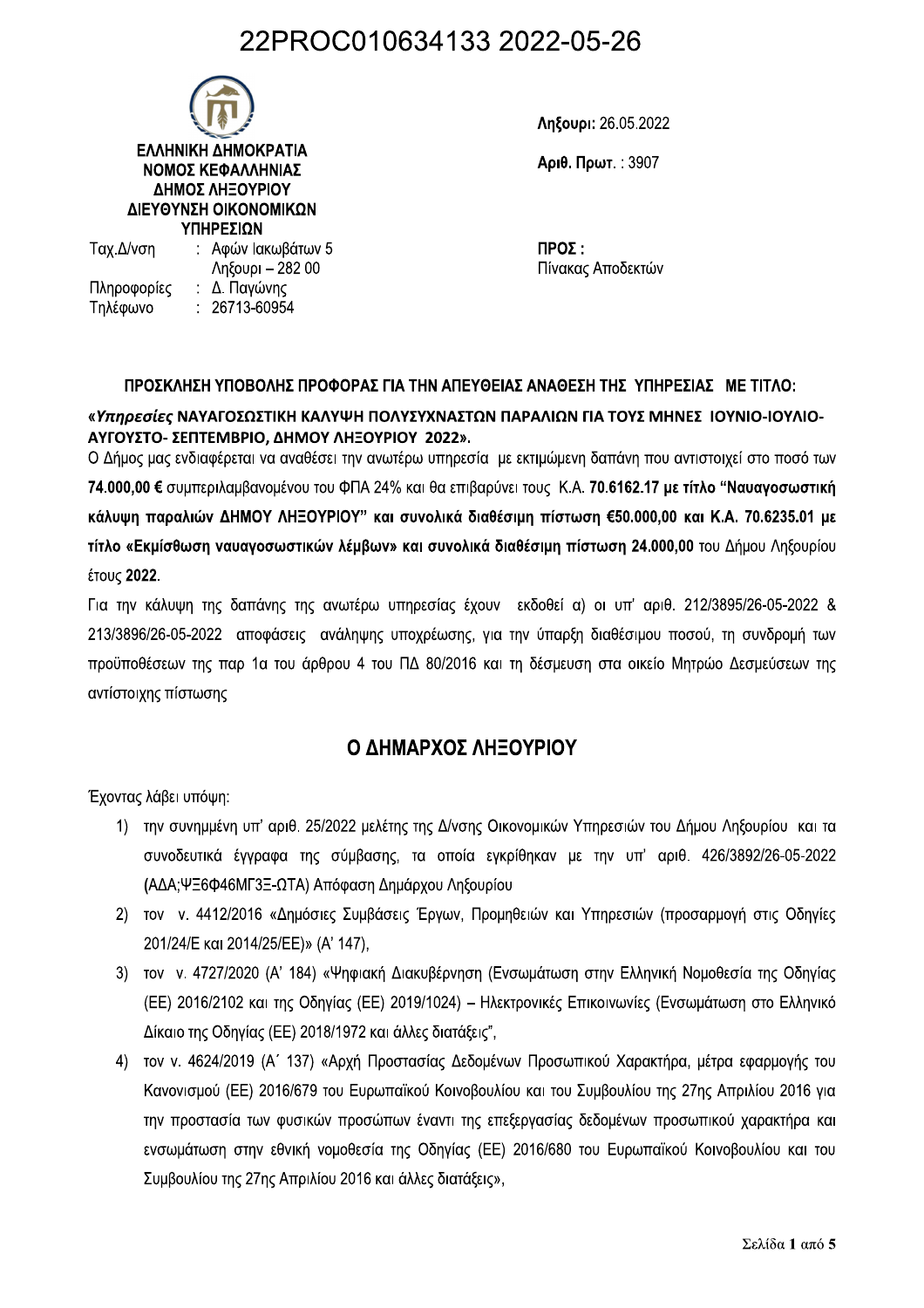22PROC010634133 2022-05-26

ΕΛΛΗΝΙΚΗ ΔΗΜΟΚΡΑΤΙΑ
ΝΟΜΟΣ ΚΕΦΑΛΛΗΝΙΑΣ
ΔΗΜΟΣ ΛΗΞΟΥΡΙΟΥ
ΔΙΕΥΘΥΝΣΗ ΟΙΚΟΝΟΜΙΚΩΝ ΥΠΗΡΕΣΙΩΝ

Ταχ.Δ/νση : Αφών Ιακωβάτων 5
Ληξούρι – 282 00
Πληροφορίες : Δ. Παγώνης
Τηλέφωνο : 26713-60954

**Ληξούρι:** 26.05.2022

**Αριθ. Πρωτ.** : 3907

**ΠΡΟΣ :**
Πίνακας Αποδεκτών

**ΠΡΟΣΚΛΗΣΗ ΥΠΟΒΟΛΗΣ ΠΡΟΦΟΡΑΣ ΓΙΑ ΤΗΝ ΑΠΕΥΘΕΙΑΣ ΑΝΑΘΕΣΗ ΤΗΣ ΥΠΗΡΕΣΙΑΣ ΜΕ ΤΙΤΛΟ:**

**«*Υπηρεσίες* ΝΑΥΑΓΟΣΩΣΤΙΚΗ ΚΑΛΥΨΗ ΠΟΛΥΣΥΧΝΑΣΤΩΝ ΠΑΡΑΛΙΩΝ ΓΙΑ ΤΟΥΣ ΜΗΝΕΣ ΙΟΥΝΙΟ-ΙΟΥΛΙΟ-ΑΥΓΟΥΣΤΟ- ΣΕΠΤΕΜΒΡΙΟ, ΔΗΜΟΥ ΛΗΞΟΥΡΙΟΥ 2022».**

Ο Δήμος μας ενδιαφέρεται να αναθέσει την ανωτέρω υπηρεσία με εκτιμώμενη δαπάνη που αντιστοιχεί στο ποσό των **74.000,00 €** συμπεριλαμβανομένου του ΦΠΑ 24% και θα επιβαρύνει τους Κ.Α. **70.6162.17 με τίτλο "Ναυαγοσωστική κάλυψη παραλιών ΔΗΜΟΥ ΛΗΞΟΥΡΙΟΥ" και συνολικά διαθέσιμη πίστωση €50.000,00 και Κ.Α. 70.6235.01 με τίτλο «Εκμίσθωση ναυαγοσωστικών λέμβων» και συνολικά διαθέσιμη πίστωση 24.000,00** του Δήμου Ληξουρίου έτους **2022**.

Για την κάλυψη της δαπάνης της ανωτέρω υπηρεσίας έχουν εκδοθεί α) οι υπ' αριθ. 212/3895/26-05-2022 & 213/3896/26-05-2022 αποφάσεις ανάληψης υποχρέωσης, για την ύπαρξη διαθέσιμου ποσού, τη συνδρομή των προϋποθέσεων της παρ 1α του άρθρου 4 του ΠΔ 80/2016 και τη δέσμευση στα οικείο Μητρώο Δεσμεύσεων της αντίστοιχης πίστωσης

## Ο ΔΗΜΑΡΧΟΣ ΛΗΞΟΥΡΙΟΥ

Έχοντας λάβει υπόψη:

1) την συνημμένη υπ' αριθ. 25/2022 μελέτης της Δ/νσης Οικονομικών Υπηρεσιών του Δήμου Ληξουρίου και τα συνοδευτικά έγγραφα της σύμβασης, τα οποία εγκρίθηκαν με την υπ' αριθ. 426/3892/26-05-2022 (ΑΔΑ;ΨΞ6Φ46ΜΓ3Ξ-ΩΤΑ) Απόφαση Δημάρχου Ληξουρίου
2) τον ν. 4412/2016 «Δημόσιες Συμβάσεις Έργων, Προμηθειών και Υπηρεσιών (προσαρμογή στις Οδηγίες 201/24/Ε και 2014/25/ΕΕ)» (Α' 147),
3) τον ν. 4727/2020 (Α' 184) «Ψηφιακή Διακυβέρνηση (Ενσωμάτωση στην Ελληνική Νομοθεσία της Οδηγίας (ΕΕ) 2016/2102 και της Οδηγίας (ΕΕ) 2019/1024) – Ηλεκτρονικές Επικοινωνίες (Ενσωμάτωση στο Ελληνικό Δίκαιο της Οδηγίας (ΕΕ) 2018/1972 και άλλες διατάξεις",
4) τον ν. 4624/2019 (Α΄ 137) «Αρχή Προστασίας Δεδομένων Προσωπικού Χαρακτήρα, μέτρα εφαρμογής του Κανονισμού (ΕΕ) 2016/679 του Ευρωπαϊκού Κοινοβουλίου και του Συμβουλίου της 27ης Απριλίου 2016 για την προστασία των φυσικών προσώπων έναντι της επεξεργασίας δεδομένων προσωπικού χαρακτήρα και ενσωμάτωση στην εθνική νομοθεσία της Οδηγίας (ΕΕ) 2016/680 του Ευρωπαϊκού Κοινοβουλίου και του Συμβουλίου της 27ης Απριλίου 2016 και άλλες διατάξεις»,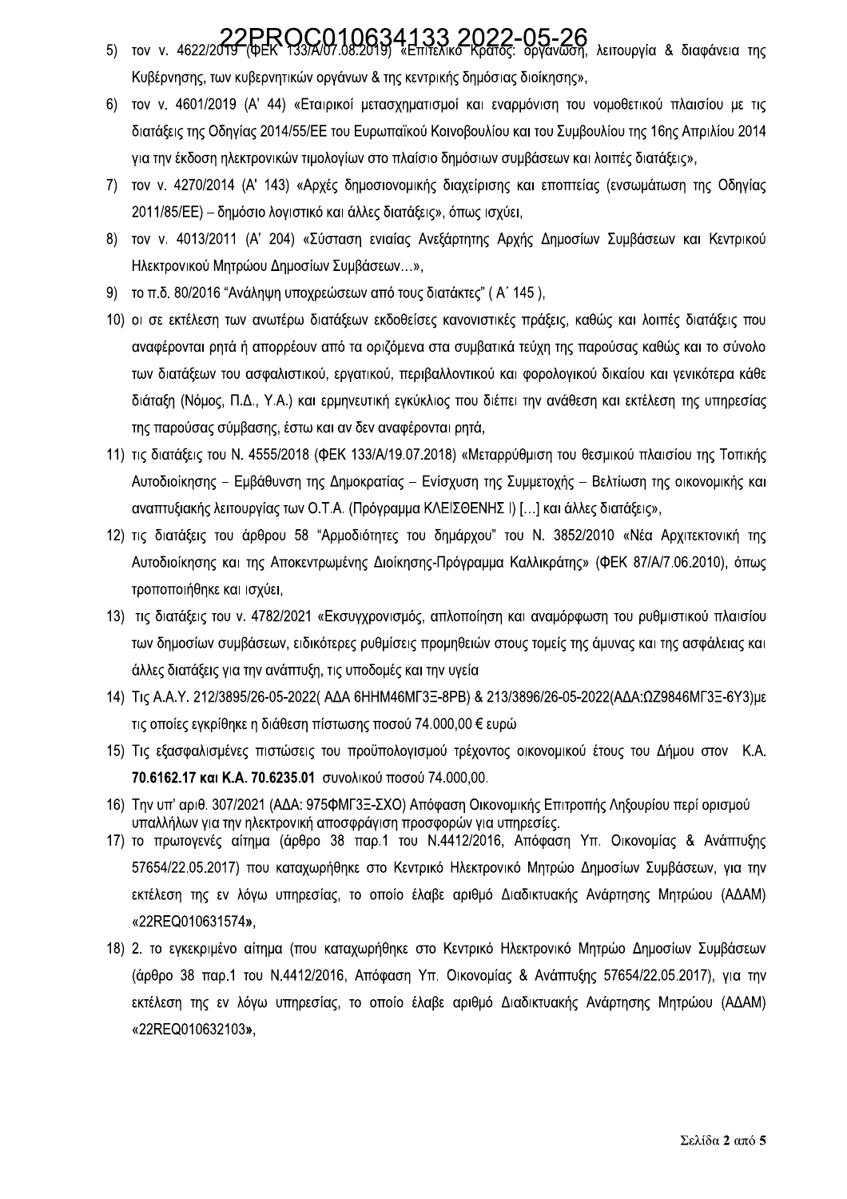5) τον ν. 4622/2019 (ΦΕΚ 133/Α/07.08.2019) «Επιτελικό Κράτος: οργάνωση, λειτουργία & διαφάνεια της Κυβέρνησης, των κυβερνητικών οργάνων & της κεντρικής δημόσιας διοίκησης»,
6) τον ν. 4601/2019 (Α' 44) «Εταιρικοί μετασχηματισμοί και εναρμόνιση του νομοθετικού πλαισίου με τις διατάξεις της Οδηγίας 2014/55/ΕΕ του Ευρωπαϊκού Κοινοβουλίου και του Συμβουλίου της 16ης Απριλίου 2014 για την έκδοση ηλεκτρονικών τιμολογίων στο πλαίσιο δημόσιων συμβάσεων και λοιπές διατάξεις»,
7) τον ν. 4270/2014 (Α' 143) «Αρχές δημοσιονομικής διαχείρισης και εποπτείας (ενσωμάτωση της Οδηγίας 2011/85/ΕΕ) – δημόσιο λογιστικό και άλλες διατάξεις», όπως ισχύει,
8) τον ν. 4013/2011 (Α' 204) «Σύσταση ενιαίας Ανεξάρτητης Αρχής Δημοσίων Συμβάσεων και Κεντρικού Ηλεκτρονικού Μητρώου Δημοσίων Συμβάσεων…»,
9) το π.δ. 80/2016 "Ανάληψη υποχρεώσεων από τους διατάκτες" ( Α΄ 145 ),
10) οι σε εκτέλεση των ανωτέρω διατάξεων εκδοθείσες κανονιστικές πράξεις, καθώς και λοιπές διατάξεις που αναφέρονται ρητά ή απορρέουν από τα οριζόμενα στα συμβατικά τεύχη της παρούσας καθώς και το σύνολο των διατάξεων του ασφαλιστικού, εργατικού, περιβαλλοντικού και φορολογικού δικαίου και γενικότερα κάθε διάταξη (Νόμος, Π.Δ., Υ.Α.) και ερμηνευτική εγκύκλιος που διέπει την ανάθεση και εκτέλεση της υπηρεσίας της παρούσας σύμβασης, έστω και αν δεν αναφέρονται ρητά,
11) τις διατάξεις του Ν. 4555/2018 (ΦΕΚ 133/Α/19.07.2018) «Μεταρρύθμιση του θεσμικού πλαισίου της Τοπικής Αυτοδιοίκησης – Εμβάθυνση της Δημοκρατίας – Ενίσχυση της Συμμετοχής – Βελτίωση της οικονομικής και αναπτυξιακής λειτουργίας των Ο.Τ.Α. (Πρόγραμμα ΚΛΕΙΣΘΕΝΗΣ Ι) […] και άλλες διατάξεις»,
12) τις διατάξεις του άρθρου 58 "Αρμοδιότητες του δημάρχου" του Ν. 3852/2010 «Νέα Αρχιτεκτονική της Αυτοδιοίκησης και της Αποκεντρωμένης Διοίκησης-Πρόγραμμα Καλλικράτης» (ΦΕΚ 87/Α/7.06.2010), όπως τροποποιήθηκε και ισχύει,
13) τις διατάξεις του ν. 4782/2021 «Εκσυγχρονισμός, απλοποίηση και αναμόρφωση του ρυθμιστικού πλαισίου των δημοσίων συμβάσεων, ειδικότερες ρυθμίσεις προμηθειών στους τομείς της άμυνας και της ασφάλειας και άλλες διατάξεις για την ανάπτυξη, τις υποδομές και την υγεία
14) Τις Α.Α.Υ. 212/3895/26-05-2022( ΑΔΑ 6ΗΗΜ46ΜΓ3Ξ-8ΡΒ) & 213/3896/26-05-2022(ΑΔΑ:ΩΖ9846ΜΓ3Ξ-6Υ3)με τις οποίες εγκρίθηκε η διάθεση πίστωσης ποσού 74.000,00 € ευρώ
15) Τις εξασφαλισμένες πιστώσεις του προϋπολογισμού τρέχοντος οικονομικού έτους του Δήμου στον Κ.Α. **70.6162.17 και Κ.Α. 70.6235.01** συνολικού ποσού 74.000,00.
16) Την υπ' αριθ. 307/2021 (ΑΔΑ: 975ΦΜΓ3Ξ-ΣΧΟ) Απόφαση Οικονομικής Επιτροπής Ληξουρίου περί ορισμού υπαλλήλων για την ηλεκτρονική αποσφράγιση προσφορών για υπηρεσίες.
17) το πρωτογενές αίτημα (άρθρο 38 παρ.1 του Ν.4412/2016, Απόφαση Υπ. Οικονομίας & Ανάπτυξης 57654/22.05.2017) που καταχωρήθηκε στο Κεντρικό Ηλεκτρονικό Μητρώο Δημοσίων Συμβάσεων, για την εκτέλεση της εν λόγω υπηρεσίας, το οποίο έλαβε αριθμό Διαδικτυακής Ανάρτησης Μητρώου (ΑΔΑΜ) «22REQ010631574**»**,
18) 2. το εγκεκριμένο αίτημα (που καταχωρήθηκε στο Κεντρικό Ηλεκτρονικό Μητρώο Δημοσίων Συμβάσεων (άρθρο 38 παρ.1 του Ν.4412/2016, Απόφαση Υπ. Οικονομίας & Ανάπτυξης 57654/22.05.2017), για την εκτέλεση της εν λόγω υπηρεσίας, το οποίο έλαβε αριθμό Διαδικτυακής Ανάρτησης Μητρώου (ΑΔΑΜ) «22REQ010632103**»**,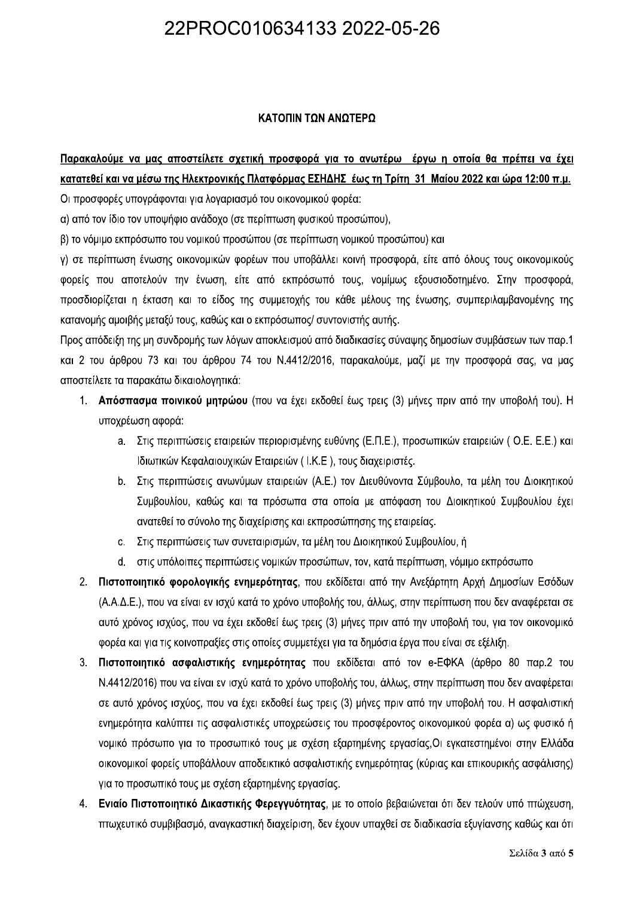**ΚΑΤΟΠΙΝ ΤΩΝ ΑΝΩΤΕΡΩ**

**<u>Παρακαλούμε να μας αποστείλετε σχετική προσφορά για το ανωτέρω έργω η οποία θα πρέπει να έχει κατατεθεί και να μέσω της Ηλεκτρονικής Πλατφόρμας ΕΣΗΔΗΣ έως τη Τρίτη 31 Μαίου 2022 και ώρα 12:00 π.μ.</u>**

Οι προσφορές υπογράφονται για λογαριασμό του οικονομικού φορέα:

α) από τον ίδιο τον υποψήφιο ανάδοχο (σε περίπτωση φυσικού προσώπου),

β) το νόμιμο εκπρόσωπο του νομικού προσώπου (σε περίπτωση νομικού προσώπου) και

γ) σε περίπτωση ένωσης οικονομικών φορέων που υποβάλλει κοινή προσφορά, είτε από όλους τους οικονομικούς φορείς που αποτελούν την ένωση, είτε από εκπρόσωπό τους, νομίμως εξουσιοδοτημένο. Στην προσφορά, προσδιορίζεται η έκταση και το είδος της συμμετοχής του κάθε μέλους της ένωσης, συμπεριλαμβανομένης της κατανομής αμοιβής μεταξύ τους, καθώς και ο εκπρόσωπος/ συντονιστής αυτής.

Προς απόδειξη της μη συνδρομής των λόγων αποκλεισμού από διαδικασίες σύναψης δημοσίων συμβάσεων των παρ.1 και 2 του άρθρου 73 και του άρθρου 74 του Ν.4412/2016, παρακαλούμε, μαζί με την προσφορά σας, να μας αποστείλετε τα παρακάτω δικαιολογητικά:

1. **Απόσπασμα ποινικού μητρώου** (που να έχει εκδοθεί έως τρεις (3) μήνες πριν από την υποβολή του). Η υποχρέωση αφορά:
   a. Στις περιπτώσεις εταιρειών περιορισμένης ευθύνης (Ε.Π.Ε.), προσωπικών εταιρειών ( Ο.Ε. Ε.Ε.) και Ιδιωτικών Κεφαλαιουχικών Εταιρειών ( Ι.Κ.Ε ), τους διαχειριστές.
   b. Στις περιπτώσεις ανωνύμων εταιρειών (Α.Ε.) τον Διευθύνοντα Σύμβουλο, τα μέλη του Διοικητικού Συμβουλίου, καθώς και τα πρόσωπα στα οποία με απόφαση του Διοικητικού Συμβουλίου έχει ανατεθεί το σύνολο της διαχείρισης και εκπροσώπησης της εταιρείας.
   c. Στις περιπτώσεις των συνεταιρισμών, τα μέλη του Διοικητικού Συμβουλίου, ή
   d. στις υπόλοιπες περιπτώσεις νομικών προσώπων, τον, κατά περίπτωση, νόμιμο εκπρόσωπο
2. **Πιστοποιητικό φορολογικής ενημερότητας**, που εκδίδεται από την Ανεξάρτητη Αρχή Δημοσίων Εσόδων (Α.Α.Δ.Ε.), που να είναι εν ισχύ κατά το χρόνο υποβολής του, άλλως, στην περίπτωση που δεν αναφέρεται σε αυτό χρόνος ισχύος, που να έχει εκδοθεί έως τρεις (3) μήνες πριν από την υποβολή του, για τον οικονομικό φορέα και για τις κοινοπραξίες στις οποίες συμμετέχει για τα δημόσια έργα που είναι σε εξέλιξη.
3. **Πιστοποιητικό ασφαλιστικής ενημερότητας** που εκδίδεται από τον e-ΕΦΚΑ (άρθρο 80 παρ.2 του Ν.4412/2016) που να είναι εν ισχύ κατά το χρόνο υποβολής του, άλλως, στην περίπτωση που δεν αναφέρεται σε αυτό χρόνος ισχύος, που να έχει εκδοθεί έως τρεις (3) μήνες πριν από την υποβολή του. Η ασφαλιστική ενημερότητα καλύπτει τις ασφαλιστικές υποχρεώσεις του προσφέροντος οικονομικού φορέα α) ως φυσικό ή νομικό πρόσωπο για το προσωπικό τους με σχέση εξαρτημένης εργασίας,Οι εγκατεστημένοι στην Ελλάδα οικονομικοί φορείς υποβάλλουν αποδεικτικό ασφαλιστικής ενημερότητας (κύριας και επικουρικής ασφάλισης) για το προσωπικό τους με σχέση εξαρτημένης εργασίας.
4. **Ενιαίο Πιστοποιητικό Δικαστικής Φερεγγυότητας**, με το οποίο βεβαιώνεται ότι δεν τελούν υπό πτώχευση, πτωχευτικό συμβιβασμό, αναγκαστική διαχείριση, δεν έχουν υπαχθεί σε διαδικασία εξυγίανσης καθώς και ότι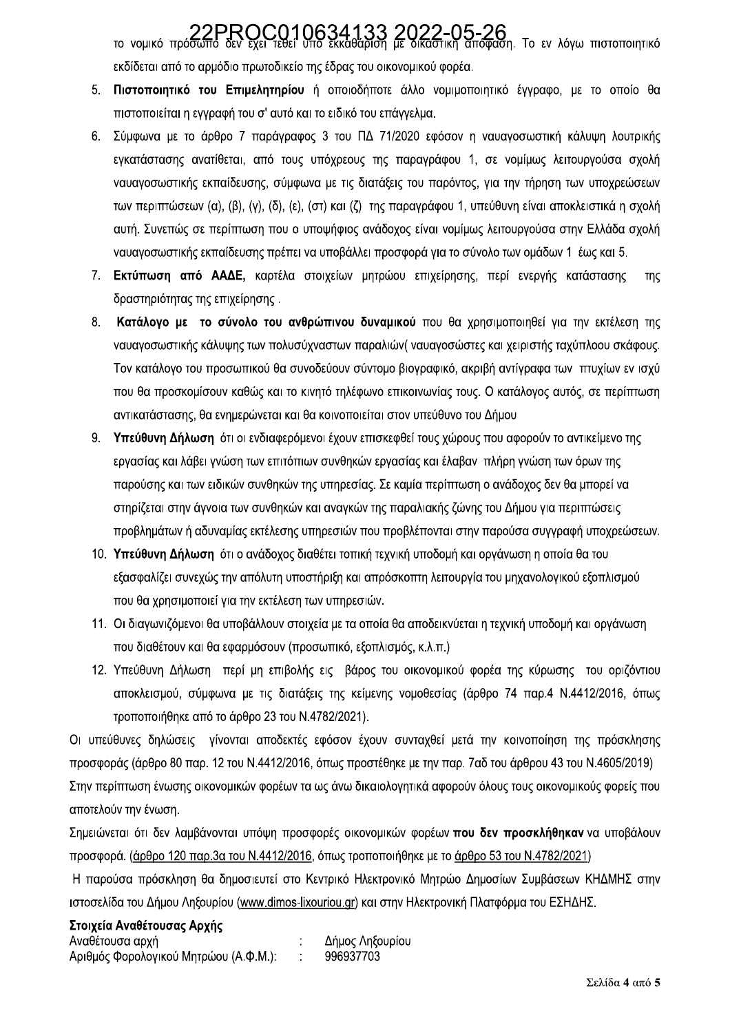το νομικό πρόσωπο δεν έχει τεθεί υπό εκκαθάριση με δικαστική απόφαση. Το εν λόγω πιστοποιητικό εκδίδεται από το αρμόδιο πρωτοδικείο της έδρας του οικονομικού φορέα.

5. **Πιστοποιητικό του Επιμελητηρίου** ή οποιοδήποτε άλλο νομιμοποιητικό έγγραφο, με το οποίο θα πιστοποιείται η εγγραφή του σ' αυτό και το ειδικό του επάγγελμα.
6. Σύμφωνα με το άρθρο 7 παράγραφος 3 του ΠΔ 71/2020 εφόσον η ναυαγοσωστική κάλυψη λουτρικής εγκατάστασης ανατίθεται, από τους υπόχρεους της παραγράφου 1, σε νομίμως λειτουργούσα σχολή ναυαγοσωστικής εκπαίδευσης, σύμφωνα με τις διατάξεις του παρόντος, για την τήρηση των υποχρεώσεων των περιπτώσεων (α), (β), (γ), (δ), (ε), (στ) και (ζ) της παραγράφου 1, υπεύθυνη είναι αποκλειστικά η σχολή αυτή. Συνεπώς σε περίπτωση που ο υποψήφιος ανάδοχος είναι νομίμως λειτουργούσα στην Ελλάδα σχολή ναυαγοσωστικής εκπαίδευσης πρέπει να υποβάλλει προσφορά για το σύνολο των ομάδων 1 έως και 5.
7. **Εκτύπωση από ΑΑΔΕ,** καρτέλα στοιχείων μητρώου επιχείρησης, περί ενεργής κατάστασης της δραστηριότητας της επιχείρησης .
8. **Κατάλογο με το σύνολο του ανθρώπινου δυναμικού** που θα χρησιμοποιηθεί για την εκτέλεση της ναυαγοσωστικής κάλυψης των πολυσύχναστων παραλιών( ναυαγοσώστες και χειριστής ταχύπλοου σκάφους. Τον κατάλογο του προσωπικού θα συνοδεύουν σύντομο βιογραφικό, ακριβή αντίγραφα των πτυχίων εν ισχύ που θα προσκομίσουν καθώς και το κινητό τηλέφωνο επικοινωνίας τους. Ο κατάλογος αυτός, σε περίπτωση αντικατάστασης, θα ενημερώνεται και θα κοινοποιείται στον υπεύθυνο του Δήμου
9. **Υπεύθυνη Δήλωση** ότι οι ενδιαφερόμενοι έχουν επισκεφθεί τους χώρους που αφορούν το αντικείμενο της εργασίας και λάβει γνώση των επιτόπιων συνθηκών εργασίας και έλαβαν πλήρη γνώση των όρων της παρούσης και των ειδικών συνθηκών της υπηρεσίας. Σε καμία περίπτωση ο ανάδοχος δεν θα μπορεί να στηρίζεται στην άγνοια των συνθηκών και αναγκών της παραλιακής ζώνης του Δήμου για περιπτώσεις προβλημάτων ή αδυναμίας εκτέλεσης υπηρεσιών που προβλέπονται στην παρούσα συγγραφή υποχρεώσεων.
10. **Υπεύθυνη Δήλωση** ότι ο ανάδοχος διαθέτει τοπική τεχνική υποδομή και οργάνωση η οποία θα του εξασφαλίζει συνεχώς την απόλυτη υποστήριξη και απρόσκοπτη λειτουργία του μηχανολογικού εξοπλισμού που θα χρησιμοποιεί για την εκτέλεση των υπηρεσιών.
11. Οι διαγωνιζόμενοι θα υποβάλλουν στοιχεία με τα οποία θα αποδεικνύεται η τεχνική υποδομή και οργάνωση που διαθέτουν και θα εφαρμόσουν (προσωπικό, εξοπλισμός, κ.λ.π.)
12. Υπεύθυνη Δήλωση περί μη επιβολής εις βάρος του οικονομικού φορέα της κύρωσης του οριζόντιου αποκλεισμού, σύμφωνα με τις διατάξεις της κείμενης νομοθεσίας (άρθρο 74 παρ.4 Ν.4412/2016, όπως τροποποιήθηκε από το άρθρο 23 του Ν.4782/2021).

Οι υπεύθυνες δηλώσεις γίνονται αποδεκτές εφόσον έχουν συνταχθεί μετά την κοινοποίηση της πρόσκλησης προσφοράς (άρθρο 80 παρ. 12 του Ν.4412/2016, όπως προστέθηκε με την παρ. 7αδ του άρθρου 43 του Ν.4605/2019)

Στην περίπτωση ένωσης οικονομικών φορέων τα ως άνω δικαιολογητικά αφορούν όλους τους οικονομικούς φορείς που αποτελούν την ένωση.

Σημειώνεται ότι δεν λαμβάνονται υπόψη προσφορές οικονομικών φορέων **που δεν προσκλήθηκαν** να υποβάλουν προσφορά. (άρθρο 120 παρ.3α του Ν.4412/2016, όπως τροποποιήθηκε με το άρθρο 53 του Ν.4782/2021)

Η παρούσα πρόσκληση θα δημοσιευτεί στο Κεντρικό Ηλεκτρονικό Μητρώο Δημοσίων Συμβάσεων ΚΗΔΜΗΣ στην ιστοσελίδα του Δήμου Ληξουρίου (www.dimos-lixouriou.gr) και στην Ηλεκτρονική Πλατφόρμα του ΕΣΗΔΗΣ.

**Στοιχεία Αναθέτουσας Αρχής**

Αναθέτουσα αρχή : Δήμος Ληξουρίου
Αριθμός Φορολογικού Μητρώου (Α.Φ.Μ.): : 996937703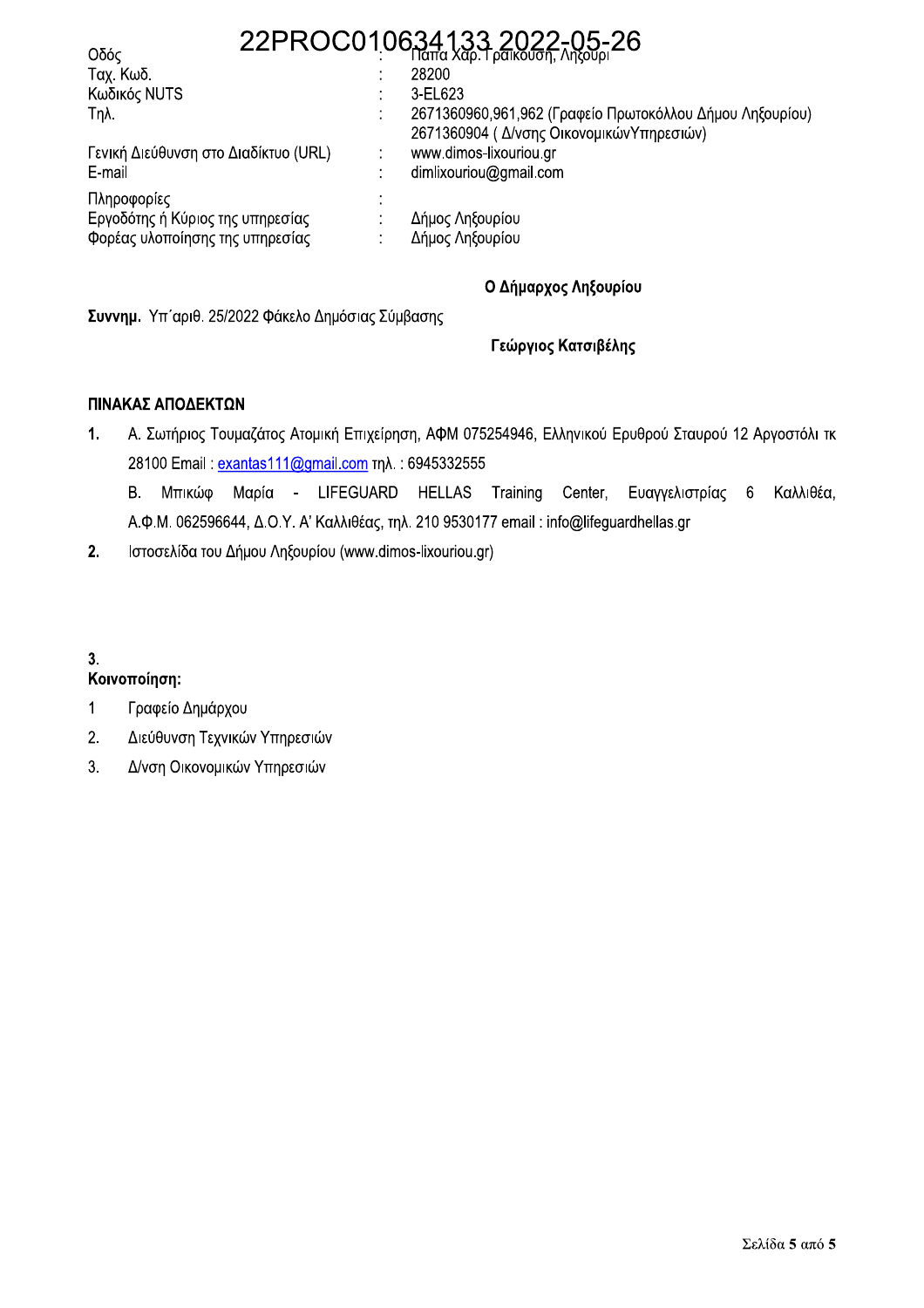22PROC010634133 2022-05-26

| | | |
|---|---|---|
| Οδός | : | Παπα Χαρ. Γραικούση, Ληξούρι |
| Ταχ. Κωδ. | : | 28200 |
| Κωδικός NUTS | : | 3-EL623 |
| Τηλ. | : | 2671360960,961,962 (Γραφείο Πρωτοκόλλου Δήμου Ληξουρίου) 2671360904 ( Δ/νσης ΟικονομικώνΥπηρεσιών) |
| Γενική Διεύθυνση στο Διαδίκτυο (URL) | : | www.dimos-lixouriou.gr |
| E-mail | : | dimlixouriou@gmail.com |
| Πληροφορίες | : | |
| Εργοδότης ή Κύριος της υπηρεσίας | : | Δήμος Ληξουρίου |
| Φορέας υλοποίησης της υπηρεσίας | : | Δήμος Ληξουρίου |

**Ο Δήμαρχος Ληξουρίου**

**Συννημ.** Υπ΄αριθ. 25/2022 Φάκελο Δημόσιας Σύμβασης

**Γεώργιος Κατσιβέλης**

**ΠΙΝΑΚΑΣ ΑΠΟΔΕΚΤΩΝ**

**1.** Α. Σωτήριος Τουμαζάτος Ατομική Επιχείρηση, ΑΦΜ 075254946, Ελληνικού Ερυθρού Σταυρού 12 Αργοστόλι τκ 28100 Email : exantas111@gmail.com τηλ. : 6945332555

Β. Μπικώφ Μαρία - LIFEGUARD HELLAS Training Center, Ευαγγελιστρίας 6 Καλλιθέα, Α.Φ.Μ. 062596644, Δ.Ο.Υ. Α' Καλλιθέας, τηλ. 210 9530177 email : info@lifeguardhellas.gr

**2.** Ιστοσελίδα του Δήμου Ληξουρίου (www.dimos-lixouriou.gr)

**3.**

**Κοινοποίηση:**

1. Γραφείο Δημάρχου
2. Διεύθυνση Τεχνικών Υπηρεσιών
3. Δ/νση Οικονομικών Υπηρεσιών